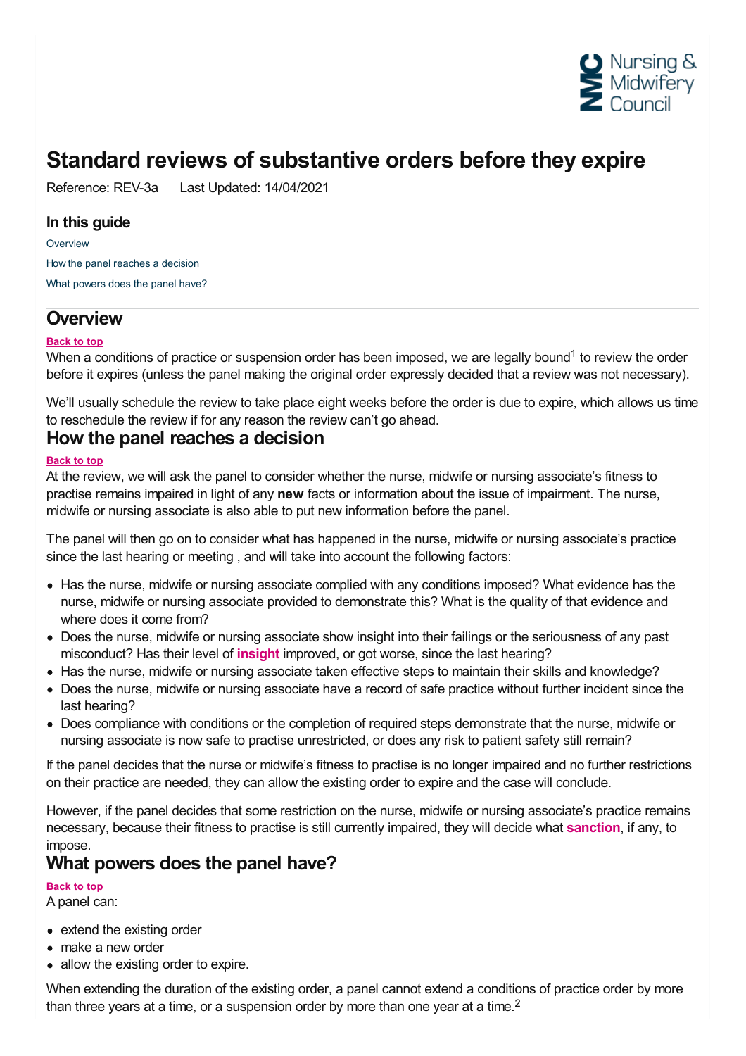# Standard reviews of substantive orders before they expire

Reference: REV-3a   Last Updated: 14/04/2021

### In this guide

Overview

How the panel reaches a decision

What powers does the panel have?

## Overview

Back to top

When a conditions of practice or suspension order has been imposed, we are legally bound[1] to review the order before it expires (unless the panel making the original order expressly decided that a review was not necessary).

We'll usually schedule the review to take place eight weeks before the order is due to expire, which allows us time to reschedule the review if for any reason the review can't go ahead.

## How the panel reaches a decision

Back to top

At the review, we will ask the panel to consider whether the nurse, midwife or nursing associate's fitness to practise remains impaired in light of any **new** facts or information about the issue of impairment. The nurse, midwife or nursing associate is also able to put new information before the panel.

The panel will then go on to consider what has happened in the nurse, midwife or nursing associate's practice since the last hearing or meeting , and will take into account the following factors:

- Has the nurse, midwife or nursing associate complied with any conditions imposed? What evidence has the nurse, midwife or nursing associate provided to demonstrate this? What is the quality of that evidence and where does it come from?
- Does the nurse, midwife or nursing associate show insight into their failings or the seriousness of any past misconduct? Has their level of **insight** improved, or got worse, since the last hearing?
- Has the nurse, midwife or nursing associate taken effective steps to maintain their skills and knowledge?
- Does the nurse, midwife or nursing associate have a record of safe practice without further incident since the last hearing?
- Does compliance with conditions or the completion of required steps demonstrate that the nurse, midwife or nursing associate is now safe to practise unrestricted, or does any risk to patient safety still remain?

If the panel decides that the nurse or midwife's fitness to practise is no longer impaired and no further restrictions on their practice are needed, they can allow the existing order to expire and the case will conclude.

However, if the panel decides that some restriction on the nurse, midwife or nursing associate's practice remains necessary, because their fitness to practise is still currently impaired, they will decide what **sanction**, if any, to impose.

## What powers does the panel have?

Back to top

A panel can:

- extend the existing order
- make a new order
- allow the existing order to expire.

When extending the duration of the existing order, a panel cannot extend a conditions of practice order by more than three years at a time, or a suspension order by more than one year at a time.[2]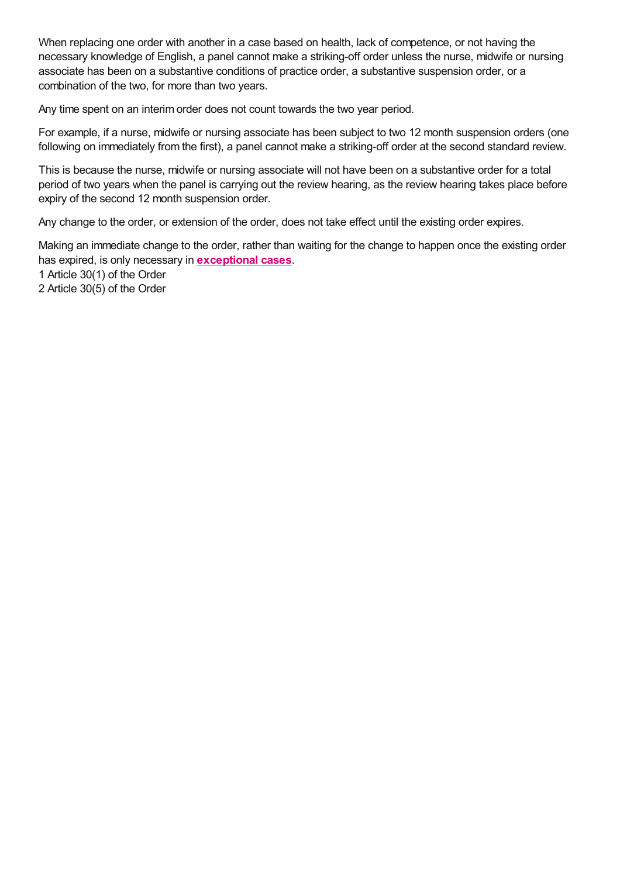When replacing one order with another in a case based on health, lack of competence, or not having the necessary knowledge of English, a panel cannot make a striking-off order unless the nurse, midwife or nursing associate has been on a substantive conditions of practice order, a substantive suspension order, or a combination of the two, for more than two years.

Any time spent on an interim order does not count towards the two year period.

For example, if a nurse, midwife or nursing associate has been subject to two 12 month suspension orders (one following on immediately from the first), a panel cannot make a striking-off order at the second standard review.

This is because the nurse, midwife or nursing associate will not have been on a substantive order for a total period of two years when the panel is carrying out the review hearing, as the review hearing takes place before expiry of the second 12 month suspension order.

Any change to the order, or extension of the order, does not take effect until the existing order expires.

Making an immediate change to the order, rather than waiting for the change to happen once the existing order has expired, is only necessary in **exceptional cases**.

1 Article 30(1) of the Order
2 Article 30(5) of the Order